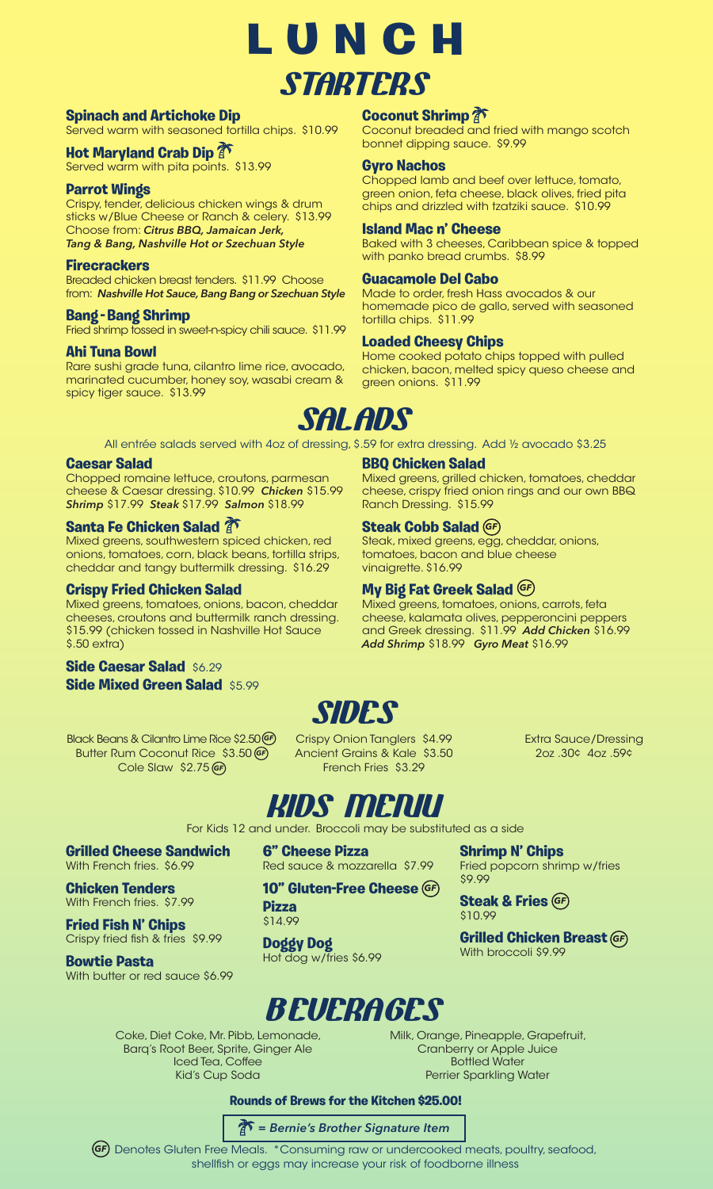# LUNCH

## STARTERS

### Spinach and Artichoke Dip
Served warm with seasoned tortilla chips. $10.99

### Hot Maryland Crab Dip 🌴
Served warm with pita points. $13.99

### Parrot Wings
Crispy, tender, delicious chicken wings & drum sticks w/Blue Cheese or Ranch & celery. $13.99
Choose from: ***Citrus BBQ, Jamaican Jerk, Tang & Bang, Nashville Hot or Szechuan Style***

### Firecrackers
Breaded chicken breast tenders. $11.99 Choose from: ***Nashville Hot Sauce, Bang Bang or Szechuan Style***

### Bang - Bang Shrimp
Fried shrimp tossed in sweet-n-spicy chili sauce. $11.99

### Ahi Tuna Bowl
Rare sushi grade tuna, cilantro lime rice, avocado, marinated cucumber, honey soy, wasabi cream & spicy tiger sauce. $13.99

### Coconut Shrimp 🌴
Coconut breaded and fried with mango scotch bonnet dipping sauce. $9.99

### Gyro Nachos
Chopped lamb and beef over lettuce, tomato, green onion, feta cheese, black olives, fried pita chips and drizzled with tzatziki sauce. $10.99

### Island Mac n' Cheese
Baked with 3 cheeses, Caribbean spice & topped with panko bread crumbs. $8.99

### Guacamole Del Cabo
Made to order, fresh Hass avocados & our homemade pico de gallo, served with seasoned tortilla chips. $11.99

### Loaded Cheesy Chips
Home cooked potato chips topped with pulled chicken, bacon, melted spicy queso cheese and green onions. $11.99

## SALADS

All entrée salads served with 4oz of dressing, $.59 for extra dressing. Add ½ avocado $3.25

### Caesar Salad
Chopped romaine lettuce, croutons, parmesan cheese & Caesar dressing. $10.99 ***Chicken*** $15.99 ***Shrimp*** $17.99 ***Steak*** $17.99 ***Salmon*** $18.99

### Santa Fe Chicken Salad 🌴
Mixed greens, southwestern spiced chicken, red onions, tomatoes, corn, black beans, tortilla strips, cheddar and tangy buttermilk dressing. $16.29

### Crispy Fried Chicken Salad
Mixed greens, tomatoes, onions, bacon, cheddar cheeses, croutons and buttermilk ranch dressing. $15.99 (chicken tossed in Nashville Hot Sauce $.50 extra)

### Side Caesar Salad $6.29
### Side Mixed Green Salad $5.99

### BBQ Chicken Salad
Mixed greens, grilled chicken, tomatoes, cheddar cheese, crispy fried onion rings and our own BBQ Ranch Dressing. $15.99

### Steak Cobb Salad (GF)
Steak, mixed greens, egg, cheddar, onions, tomatoes, bacon and blue cheese vinaigrette. $16.99

### My Big Fat Greek Salad (GF)
Mixed greens, tomatoes, onions, carrots, feta cheese, kalamata olives, pepperoncini peppers and Greek dressing. $11.99 ***Add Chicken*** $16.99 ***Add Shrimp*** $18.99 ***Gyro Meat*** $16.99

## SIDES

- Black Beans & Cilantro Lime Rice $2.50 (GF)
- Butter Rum Coconut Rice $3.50 (GF)
- Cole Slaw $2.75 (GF)
- Crispy Onion Tanglers $4.99
- Ancient Grains & Kale $3.50
- French Fries $3.29

Extra Sauce/Dressing
2oz .30¢ 4oz .59¢

## KIDS MENU

For Kids 12 and under. Broccoli may be substituted as a side

### Grilled Cheese Sandwich
With French fries. $6.99

### Chicken Tenders
With French fries. $7.99

### Fried Fish N' Chips
Crispy fried fish & fries $9.99

### Bowtie Pasta
With butter or red sauce $6.99

### 6" Cheese Pizza
Red sauce & mozzarella $7.99

### 10" Gluten-Free Cheese Pizza (GF)
$14.99

### Doggy Dog
Hot dog w/fries $6.99

### Shrimp N' Chips
Fried popcorn shrimp w/fries $9.99

### Steak & Fries (GF)
$10.99

### Grilled Chicken Breast (GF)
With broccoli $9.99

## BEVERAGES

Coke, Diet Coke, Mr. Pibb, Lemonade, Barq's Root Beer, Sprite, Ginger Ale
Iced Tea, Coffee
Kid's Cup Soda

Milk, Orange, Pineapple, Grapefruit, Cranberry or Apple Juice
Bottled Water
Perrier Sparkling Water

**Rounds of Brews for the Kitchen $25.00!**

🌴 = *Bernie's Brother Signature Item*

(GF) Denotes Gluten Free Meals. *Consuming raw or undercooked meats, poultry, seafood, shellfish or eggs may increase your risk of foodborne illness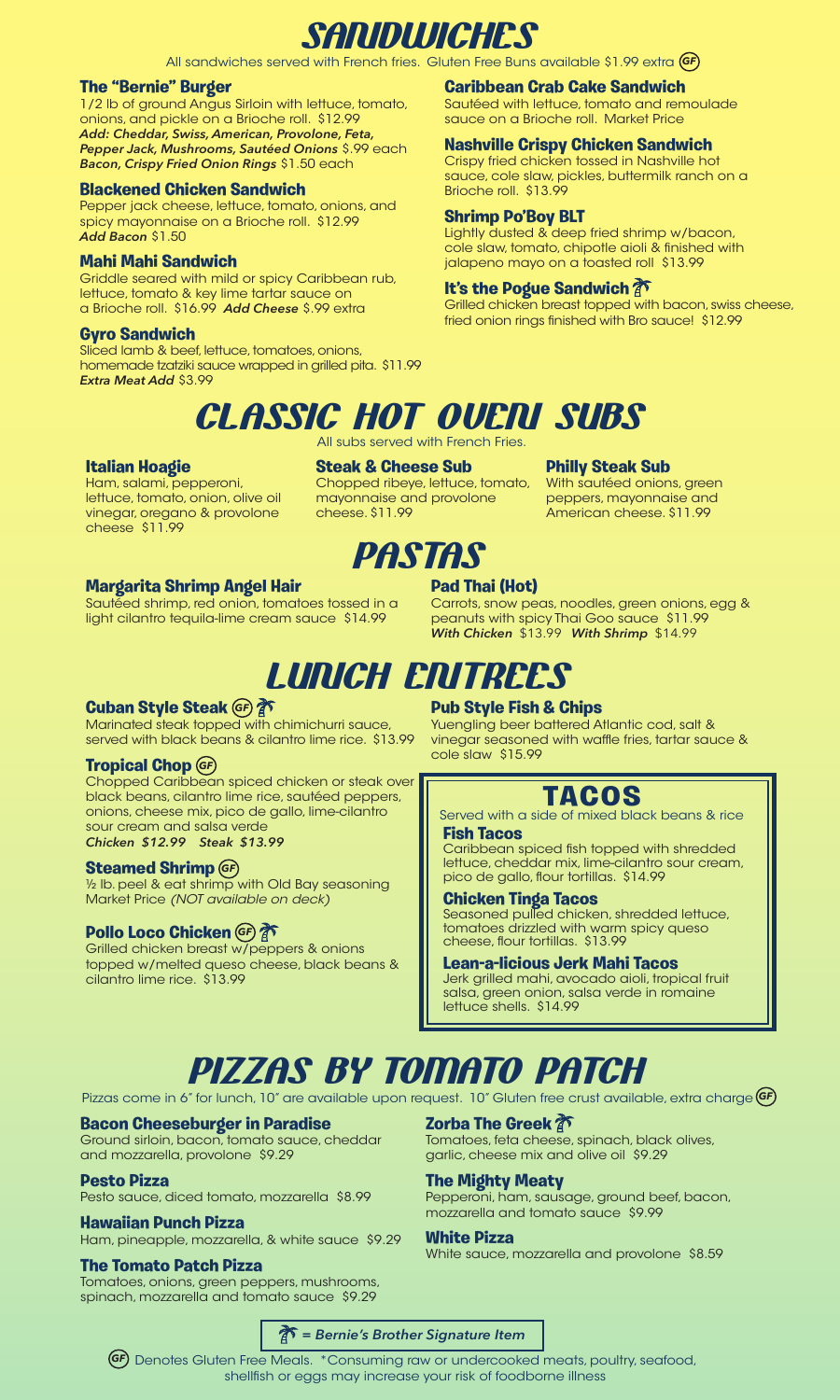# SANDWICHES

All sandwiches served with French fries. Gluten Free Buns available $1.99 extra (GF)

### The "Bernie" Burger

1/2 lb of ground Angus Sirloin with lettuce, tomato, onions, and pickle on a Brioche roll. $12.99
***Add: Cheddar, Swiss, American, Provolone, Feta, Pepper Jack, Mushrooms, Sautéed Onions*** $.99 each
***Bacon, Crispy Fried Onion Rings*** $1.50 each

### Blackened Chicken Sandwich

Pepper jack cheese, lettuce, tomato, onions, and spicy mayonnaise on a Brioche roll. $12.99
***Add Bacon*** $1.50

### Mahi Mahi Sandwich

Griddle seared with mild or spicy Caribbean rub, lettuce, tomato & key lime tartar sauce on a Brioche roll. $16.99 ***Add Cheese*** $.99 extra

### Gyro Sandwich

Sliced lamb & beef, lettuce, tomatoes, onions, homemade tzatziki sauce wrapped in grilled pita. $11.99
***Extra Meat Add*** $3.99

### Caribbean Crab Cake Sandwich

Sautéed with lettuce, tomato and remoulade sauce on a Brioche roll. Market Price

### Nashville Crispy Chicken Sandwich

Crispy fried chicken tossed in Nashville hot sauce, cole slaw, pickles, buttermilk ranch on a Brioche roll. $13.99

### Shrimp Po'Boy BLT

Lightly dusted & deep fried shrimp w/bacon, cole slaw, tomato, chipotle aioli & finished with jalapeno mayo on a toasted roll $13.99

### It's the Pogue Sandwich 🌴

Grilled chicken breast topped with bacon, swiss cheese, fried onion rings finished with Bro sauce! $12.99

# CLASSIC HOT OVEN SUBS

All subs served with French Fries.

### Italian Hoagie

Ham, salami, pepperoni, lettuce, tomato, onion, olive oil vinegar, oregano & provolone cheese $11.99

### Steak & Cheese Sub

Chopped ribeye, lettuce, tomato, mayonnaise and provolone cheese. $11.99

### Philly Steak Sub

With sautéed onions, green peppers, mayonnaise and American cheese. $11.99

# PASTAS

### Margarita Shrimp Angel Hair

Sautéed shrimp, red onion, tomatoes tossed in a light cilantro tequila-lime cream sauce $14.99

### Pad Thai (Hot)

Carrots, snow peas, noodles, green onions, egg & peanuts with spicy Thai Goo sauce $11.99
***With Chicken*** $13.99 ***With Shrimp*** $14.99

# LUNCH ENTREES

### Cuban Style Steak (GF) 🌴

Marinated steak topped with chimichurri sauce, served with black beans & cilantro lime rice. $13.99

### Tropical Chop (GF)

Chopped Caribbean spiced chicken or steak over black beans, cilantro lime rice, sautéed peppers, onions, cheese mix, pico de gallo, lime-cilantro sour cream and salsa verde
*Chicken $12.99 Steak $13.99*

### Steamed Shrimp (GF)

½ lb. peel & eat shrimp with Old Bay seasoning
Market Price *(NOT available on deck)*

### Pollo Loco Chicken (GF) 🌴

Grilled chicken breast w/peppers & onions topped w/melted queso cheese, black beans & cilantro lime rice. $13.99

### Pub Style Fish & Chips

Yuengling beer battered Atlantic cod, salt & vinegar seasoned with waffle fries, tartar sauce & cole slaw $15.99

## TACOS

Served with a side of mixed black beans & rice

### Fish Tacos

Caribbean spiced fish topped with shredded lettuce, cheddar mix, lime-cilantro sour cream, pico de gallo, flour tortillas. $14.99

### Chicken Tinga Tacos

Seasoned pulled chicken, shredded lettuce, tomatoes drizzled with warm spicy queso cheese, flour tortillas. $13.99

### Lean-a-licious Jerk Mahi Tacos

Jerk grilled mahi, avocado aioli, tropical fruit salsa, green onion, salsa verde in romaine lettuce shells. $14.99

# PIZZAS BY TOMATO PATCH

Pizzas come in 6" for lunch, 10" are available upon request. 10" Gluten free crust available, extra charge (GF)

### Bacon Cheeseburger in Paradise

Ground sirloin, bacon, tomato sauce, cheddar and mozzarella, provolone $9.29

### Pesto Pizza

Pesto sauce, diced tomato, mozzarella $8.99

### Hawaiian Punch Pizza

Ham, pineapple, mozzarella, & white sauce $9.29

### The Tomato Patch Pizza

Tomatoes, onions, green peppers, mushrooms, spinach, mozzarella and tomato sauce $9.29

### Zorba The Greek 🌴

Tomatoes, feta cheese, spinach, black olives, garlic, cheese mix and olive oil $9.29

### The Mighty Meaty

Pepperoni, ham, sausage, ground beef, bacon, mozzarella and tomato sauce $9.99

### White Pizza

White sauce, mozzarella and provolone $8.59

🌴 = *Bernie's Brother Signature Item*

(GF) Denotes Gluten Free Meals. *Consuming raw or undercooked meats, poultry, seafood, shellfish or eggs may increase your risk of foodborne illness